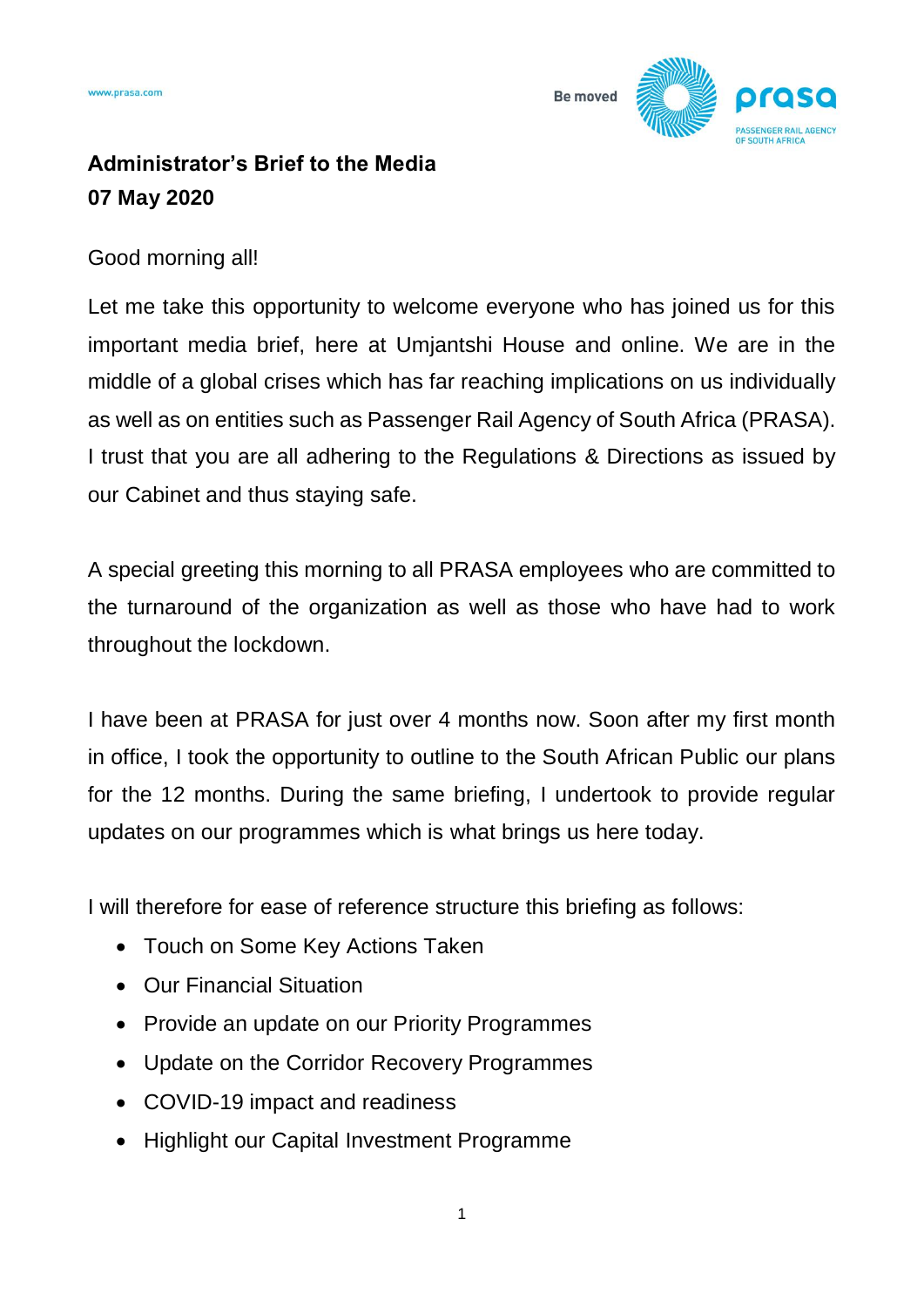**Administrator's Brief to the Media**
**07 May 2020**

Good morning all!

Let me take this opportunity to welcome everyone who has joined us for this important media brief, here at Umjantshi House and online. We are in the middle of a global crises which has far reaching implications on us individually as well as on entities such as Passenger Rail Agency of South Africa (PRASA). I trust that you are all adhering to the Regulations & Directions as issued by our Cabinet and thus staying safe.

A special greeting this morning to all PRASA employees who are committed to the turnaround of the organization as well as those who have had to work throughout the lockdown.

I have been at PRASA for just over 4 months now. Soon after my first month in office, I took the opportunity to outline to the South African Public our plans for the 12 months. During the same briefing, I undertook to provide regular updates on our programmes which is what brings us here today.

I will therefore for ease of reference structure this briefing as follows:

- Touch on Some Key Actions Taken
- Our Financial Situation
- Provide an update on our Priority Programmes
- Update on the Corridor Recovery Programmes
- COVID-19 impact and readiness
- Highlight our Capital Investment Programme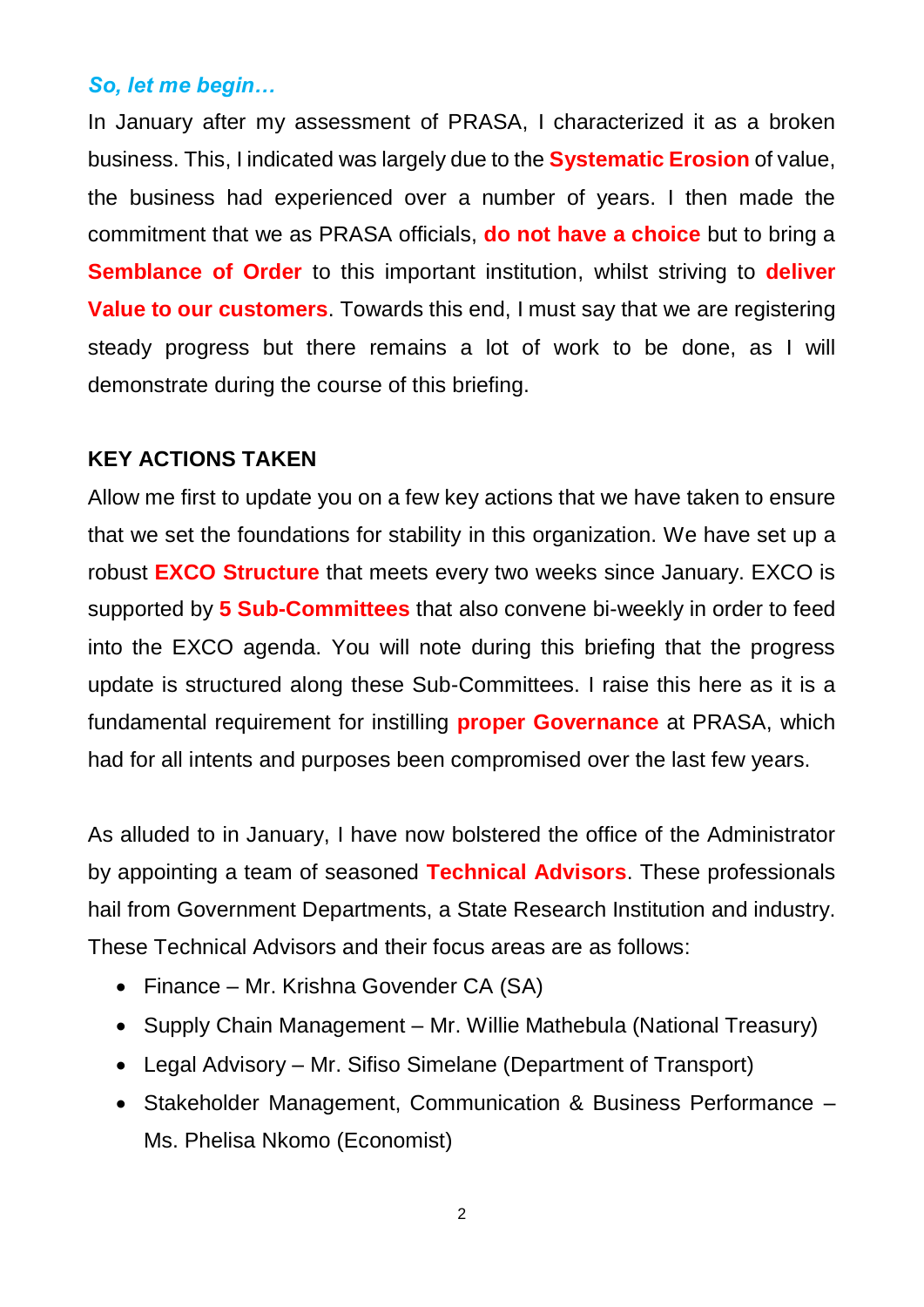***So, let me begin…***

In January after my assessment of PRASA, I characterized it as a broken business. This, I indicated was largely due to the **Systematic Erosion** of value, the business had experienced over a number of years. I then made the commitment that we as PRASA officials, **do not have a choice** but to bring a **Semblance of Order** to this important institution, whilst striving to **deliver Value to our customers**. Towards this end, I must say that we are registering steady progress but there remains a lot of work to be done, as I will demonstrate during the course of this briefing.

## KEY ACTIONS TAKEN

Allow me first to update you on a few key actions that we have taken to ensure that we set the foundations for stability in this organization. We have set up a robust **EXCO Structure** that meets every two weeks since January. EXCO is supported by **5 Sub-Committees** that also convene bi-weekly in order to feed into the EXCO agenda. You will note during this briefing that the progress update is structured along these Sub-Committees. I raise this here as it is a fundamental requirement for instilling **proper Governance** at PRASA, which had for all intents and purposes been compromised over the last few years.

As alluded to in January, I have now bolstered the office of the Administrator by appointing a team of seasoned **Technical Advisors**. These professionals hail from Government Departments, a State Research Institution and industry. These Technical Advisors and their focus areas are as follows:

- Finance – Mr. Krishna Govender CA (SA)
- Supply Chain Management – Mr. Willie Mathebula (National Treasury)
- Legal Advisory – Mr. Sifiso Simelane (Department of Transport)
- Stakeholder Management, Communication & Business Performance – Ms. Phelisa Nkomo (Economist)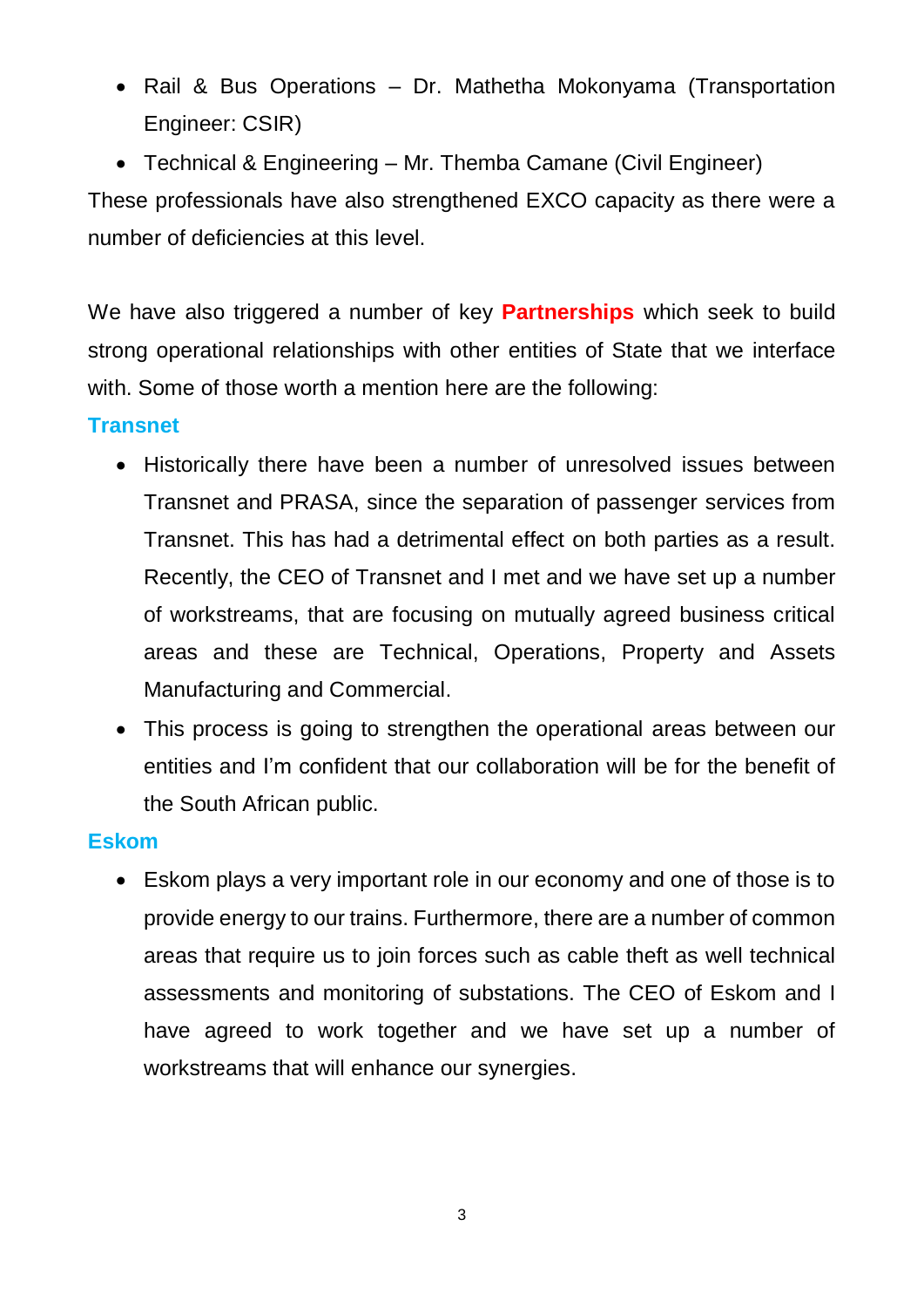- Rail & Bus Operations – Dr. Mathetha Mokonyama (Transportation Engineer: CSIR)
- Technical & Engineering – Mr. Themba Camane (Civil Engineer)

These professionals have also strengthened EXCO capacity as there were a number of deficiencies at this level.

We have also triggered a number of key **Partnerships** which seek to build strong operational relationships with other entities of State that we interface with. Some of those worth a mention here are the following:

**Transnet**

- Historically there have been a number of unresolved issues between Transnet and PRASA, since the separation of passenger services from Transnet. This has had a detrimental effect on both parties as a result. Recently, the CEO of Transnet and I met and we have set up a number of workstreams, that are focusing on mutually agreed business critical areas and these are Technical, Operations, Property and Assets Manufacturing and Commercial.
- This process is going to strengthen the operational areas between our entities and I'm confident that our collaboration will be for the benefit of the South African public.

**Eskom**

- Eskom plays a very important role in our economy and one of those is to provide energy to our trains. Furthermore, there are a number of common areas that require us to join forces such as cable theft as well technical assessments and monitoring of substations. The CEO of Eskom and I have agreed to work together and we have set up a number of workstreams that will enhance our synergies.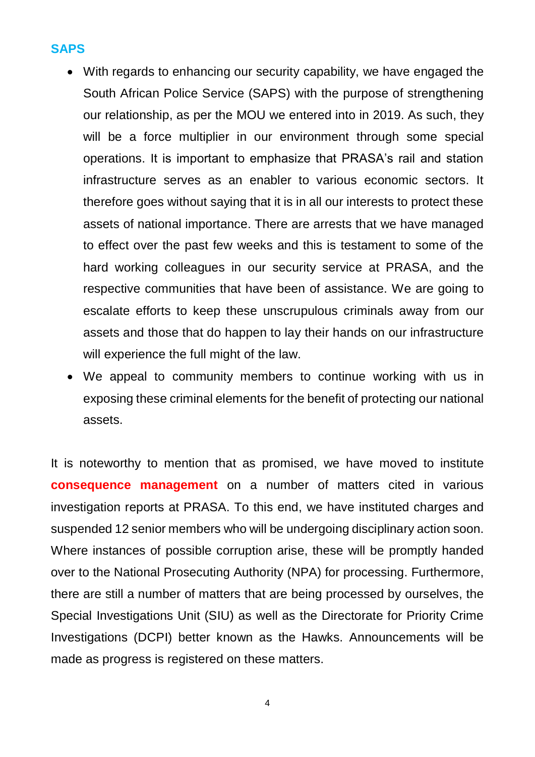## SAPS

- With regards to enhancing our security capability, we have engaged the South African Police Service (SAPS) with the purpose of strengthening our relationship, as per the MOU we entered into in 2019. As such, they will be a force multiplier in our environment through some special operations. It is important to emphasize that PRASA's rail and station infrastructure serves as an enabler to various economic sectors. It therefore goes without saying that it is in all our interests to protect these assets of national importance. There are arrests that we have managed to effect over the past few weeks and this is testament to some of the hard working colleagues in our security service at PRASA, and the respective communities that have been of assistance. We are going to escalate efforts to keep these unscrupulous criminals away from our assets and those that do happen to lay their hands on our infrastructure will experience the full might of the law.
- We appeal to community members to continue working with us in exposing these criminal elements for the benefit of protecting our national assets.

It is noteworthy to mention that as promised, we have moved to institute **consequence management** on a number of matters cited in various investigation reports at PRASA. To this end, we have instituted charges and suspended 12 senior members who will be undergoing disciplinary action soon. Where instances of possible corruption arise, these will be promptly handed over to the National Prosecuting Authority (NPA) for processing. Furthermore, there are still a number of matters that are being processed by ourselves, the Special Investigations Unit (SIU) as well as the Directorate for Priority Crime Investigations (DCPI) better known as the Hawks. Announcements will be made as progress is registered on these matters.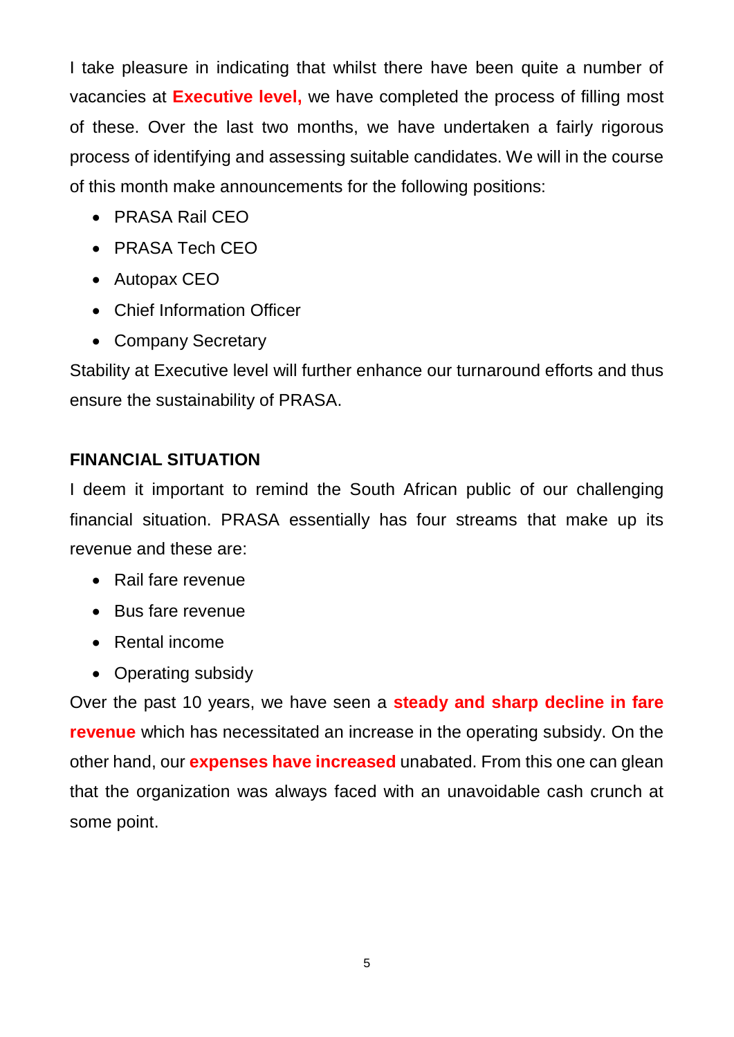I take pleasure in indicating that whilst there have been quite a number of vacancies at **Executive level,** we have completed the process of filling most of these. Over the last two months, we have undertaken a fairly rigorous process of identifying and assessing suitable candidates. We will in the course of this month make announcements for the following positions:

- PRASA Rail CEO
- PRASA Tech CEO
- Autopax CEO
- Chief Information Officer
- Company Secretary

Stability at Executive level will further enhance our turnaround efforts and thus ensure the sustainability of PRASA.

**FINANCIAL SITUATION**

I deem it important to remind the South African public of our challenging financial situation. PRASA essentially has four streams that make up its revenue and these are:

- Rail fare revenue
- Bus fare revenue
- Rental income
- Operating subsidy

Over the past 10 years, we have seen a **steady and sharp decline in fare revenue** which has necessitated an increase in the operating subsidy. On the other hand, our **expenses have increased** unabated. From this one can glean that the organization was always faced with an unavoidable cash crunch at some point.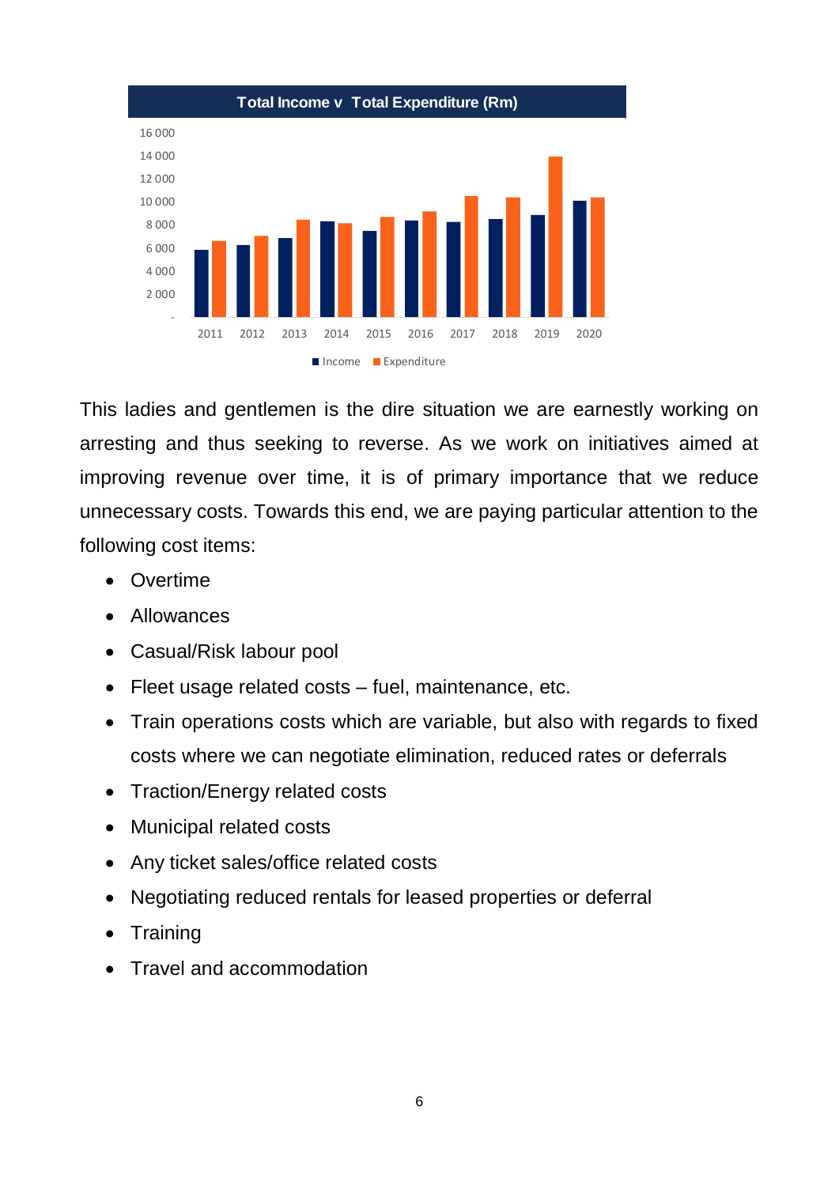**Total Income v Total Expenditure (Rm)**

This ladies and gentlemen is the dire situation we are earnestly working on arresting and thus seeking to reverse. As we work on initiatives aimed at improving revenue over time, it is of primary importance that we reduce unnecessary costs. Towards this end, we are paying particular attention to the following cost items:

- Overtime
- Allowances
- Casual/Risk labour pool
- Fleet usage related costs – fuel, maintenance, etc.
- Train operations costs which are variable, but also with regards to fixed costs where we can negotiate elimination, reduced rates or deferrals
- Traction/Energy related costs
- Municipal related costs
- Any ticket sales/office related costs
- Negotiating reduced rentals for leased properties or deferral
- Training
- Travel and accommodation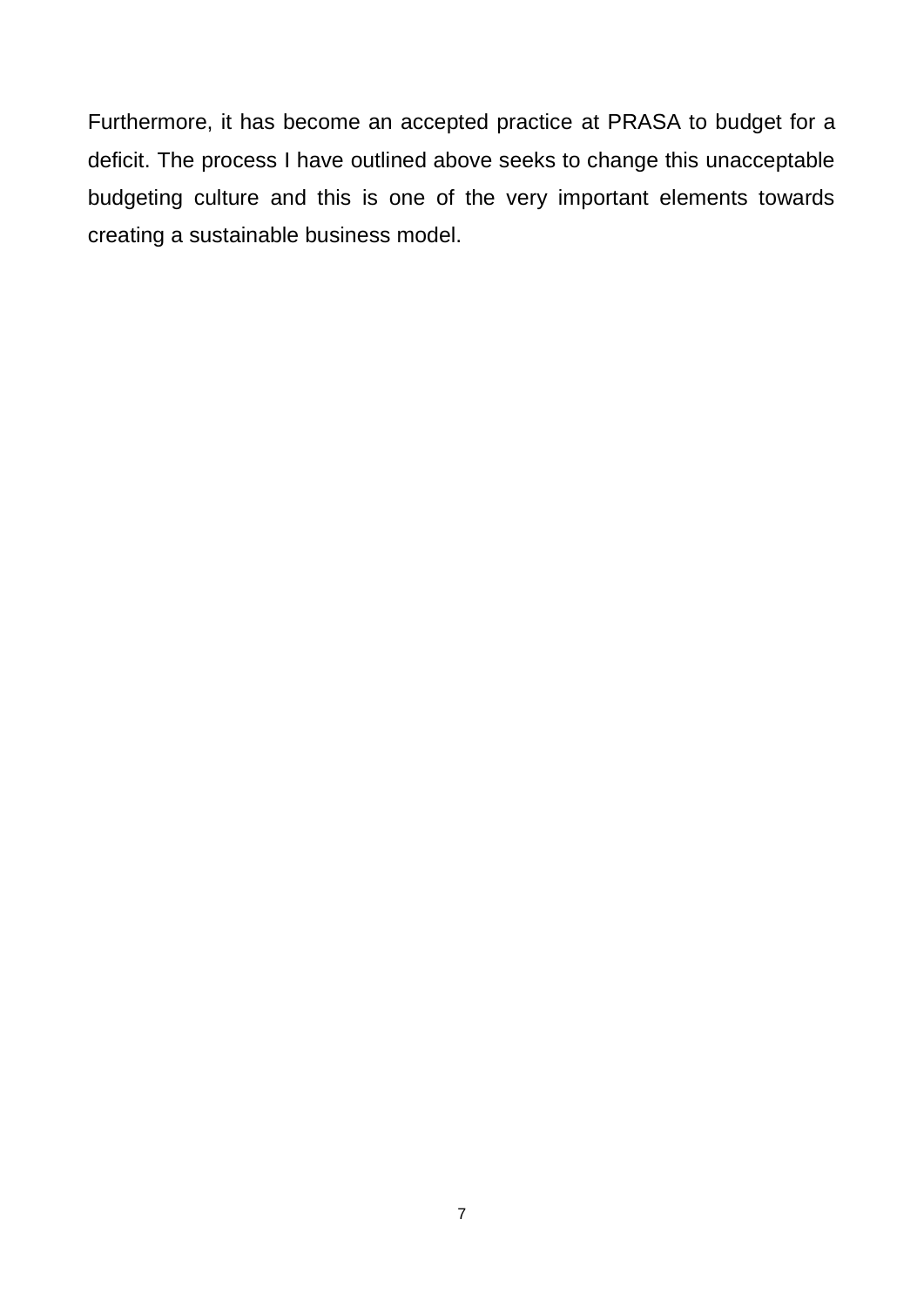Furthermore, it has become an accepted practice at PRASA to budget for a deficit. The process I have outlined above seeks to change this unacceptable budgeting culture and this is one of the very important elements towards creating a sustainable business model.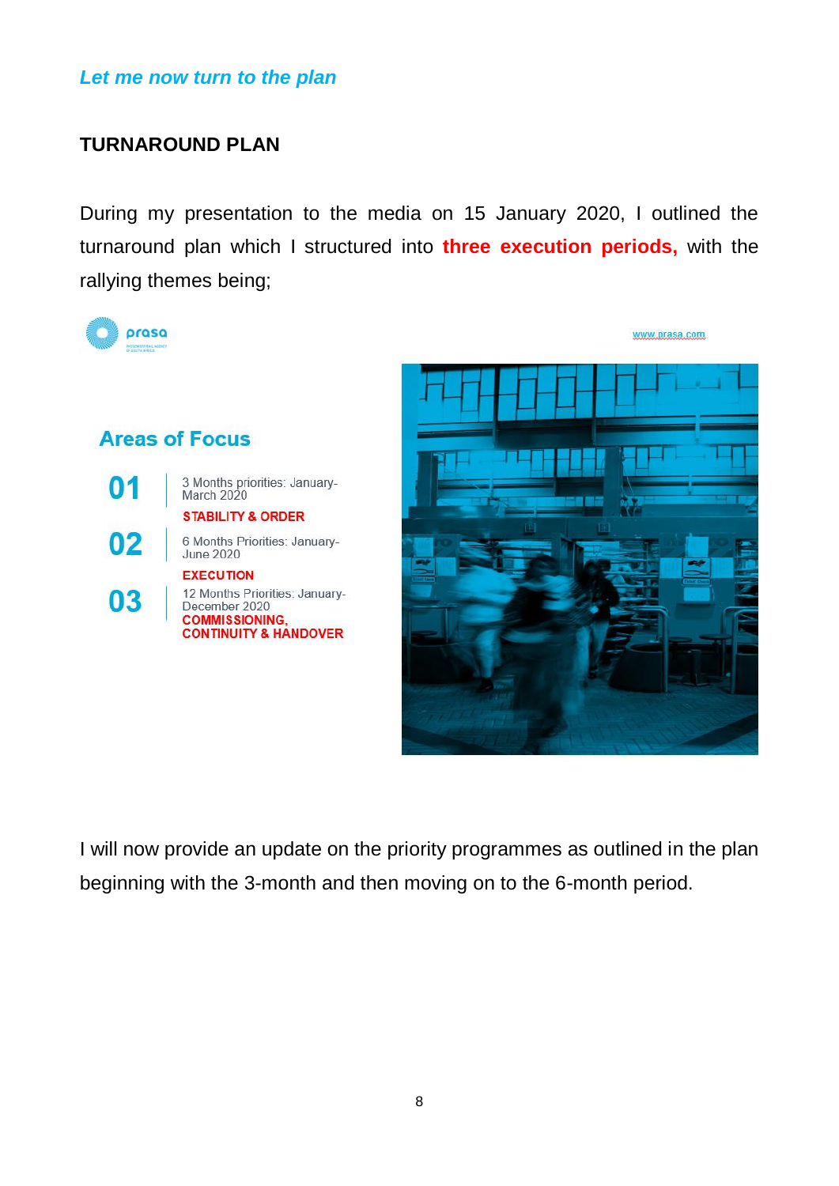*Let me now turn to the plan*

## TURNAROUND PLAN

During my presentation to the media on 15 January 2020, I outlined the turnaround plan which I structured into **three execution periods,** with the rallying themes being;

prasa

www.prasa.com

### Areas of Focus

**01** 3 Months priorities: January-March 2020
**STABILITY & ORDER**

**02** 6 Months Priorities: January-June 2020
**EXECUTION**

**03** 12 Months Priorities: January-December 2020
**COMMISSIONING, CONTINUITY & HANDOVER**

I will now provide an update on the priority programmes as outlined in the plan beginning with the 3-month and then moving on to the 6-month period.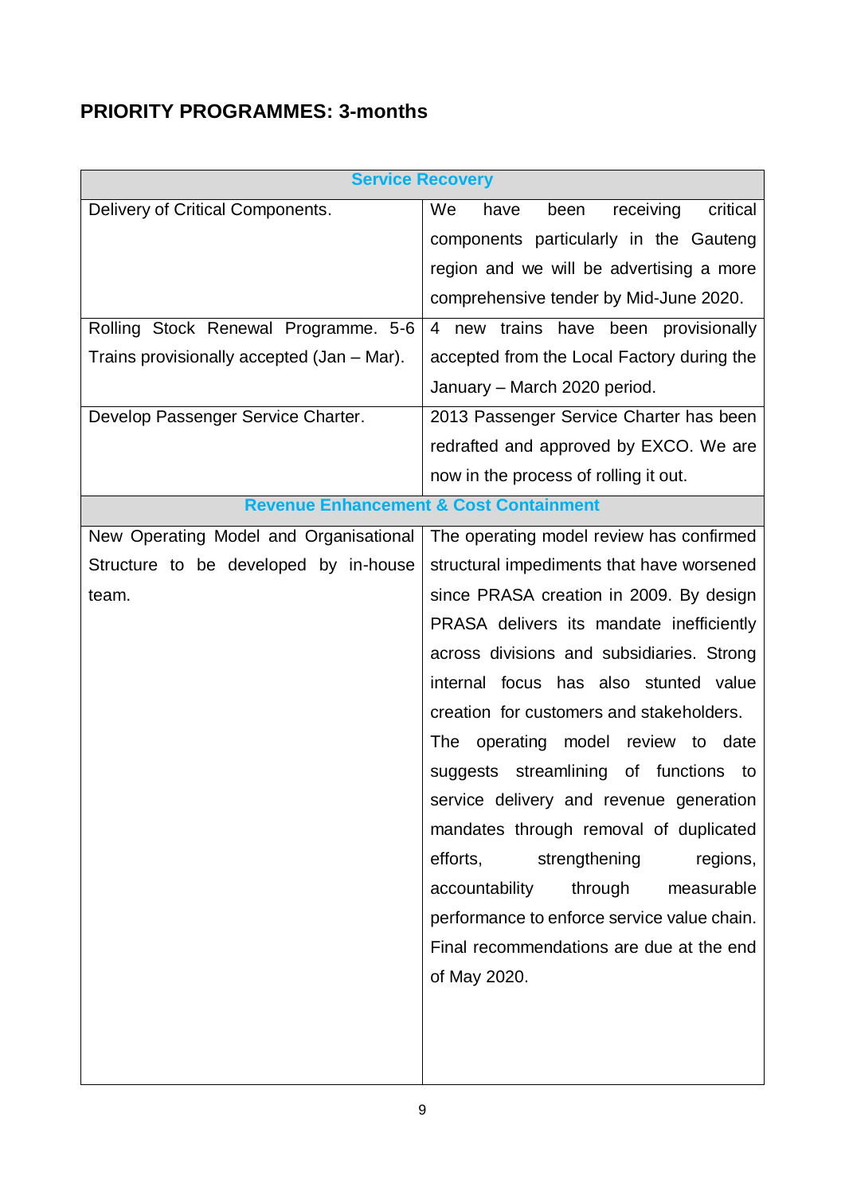## PRIORITY PROGRAMMES: 3-months

| **Service Recovery** | |
|---|---|
| Delivery of Critical Components. | We have been receiving critical components particularly in the Gauteng region and we will be advertising a more comprehensive tender by Mid-June 2020. |
| Rolling Stock Renewal Programme. 5-6 Trains provisionally accepted (Jan – Mar). | 4 new trains have been provisionally accepted from the Local Factory during the January – March 2020 period. |
| Develop Passenger Service Charter. | 2013 Passenger Service Charter has been redrafted and approved by EXCO. We are now in the process of rolling it out. |
| **Revenue Enhancement & Cost Containment** | |
| New Operating Model and Organisational Structure to be developed by in-house team. | The operating model review has confirmed structural impediments that have worsened since PRASA creation in 2009. By design PRASA delivers its mandate inefficiently across divisions and subsidiaries. Strong internal focus has also stunted value creation for customers and stakeholders. The operating model review to date suggests streamlining of functions to service delivery and revenue generation mandates through removal of duplicated efforts, strengthening regions, accountability through measurable performance to enforce service value chain. Final recommendations are due at the end of May 2020. |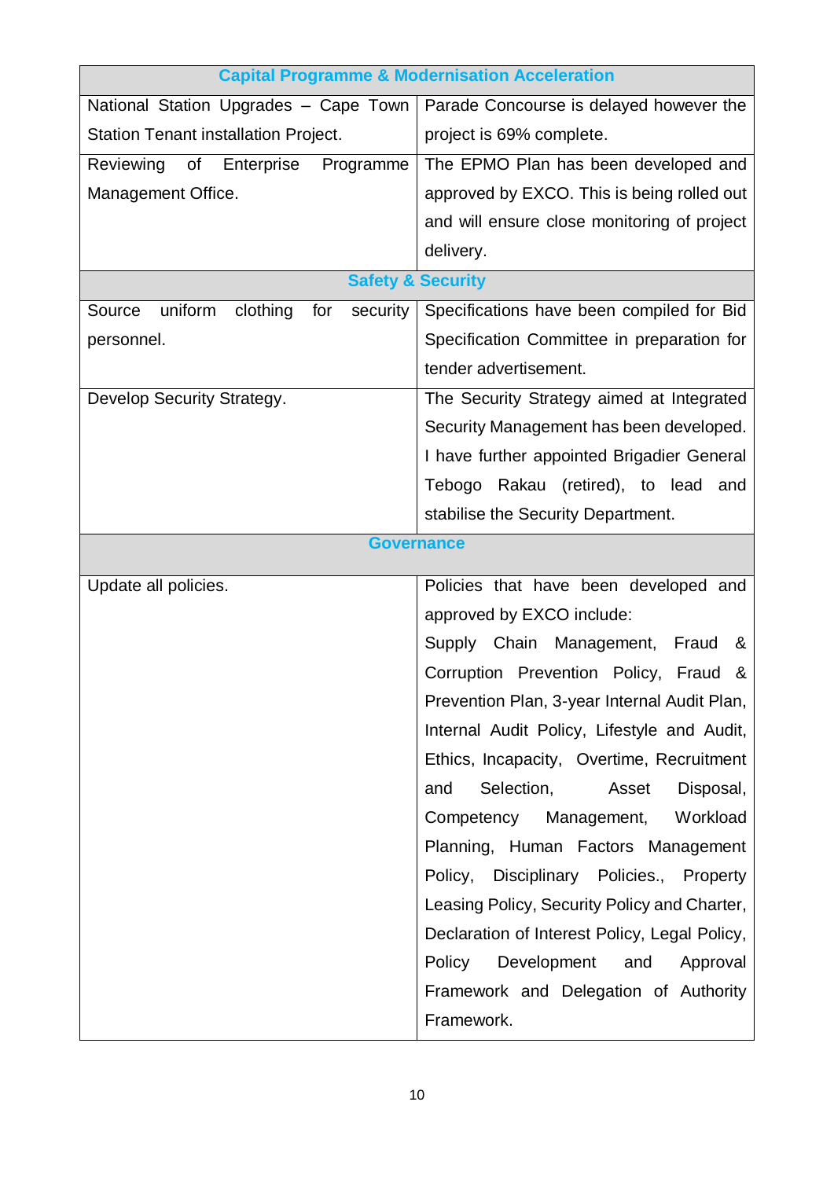| Capital Programme & Modernisation Acceleration | |
|---|---|
| National Station Upgrades – Cape Town Station Tenant installation Project. | Parade Concourse is delayed however the project is 69% complete. |
| Reviewing of Enterprise Programme Management Office. | The EPMO Plan has been developed and approved by EXCO. This is being rolled out and will ensure close monitoring of project delivery. |
| **Safety & Security** | |
| Source uniform clothing for security personnel. | Specifications have been compiled for Bid Specification Committee in preparation for tender advertisement. |
| Develop Security Strategy. | The Security Strategy aimed at Integrated Security Management has been developed. I have further appointed Brigadier General Tebogo Rakau (retired), to lead and stabilise the Security Department. |
| **Governance** | |
| Update all policies. | Policies that have been developed and approved by EXCO include: Supply Chain Management, Fraud & Corruption Prevention Policy, Fraud & Prevention Plan, 3-year Internal Audit Plan, Internal Audit Policy, Lifestyle and Audit, Ethics, Incapacity, Overtime, Recruitment and Selection, Asset Disposal, Competency Management, Workload Planning, Human Factors Management Policy, Disciplinary Policies., Property Leasing Policy, Security Policy and Charter, Declaration of Interest Policy, Legal Policy, Policy Development and Approval Framework and Delegation of Authority Framework. |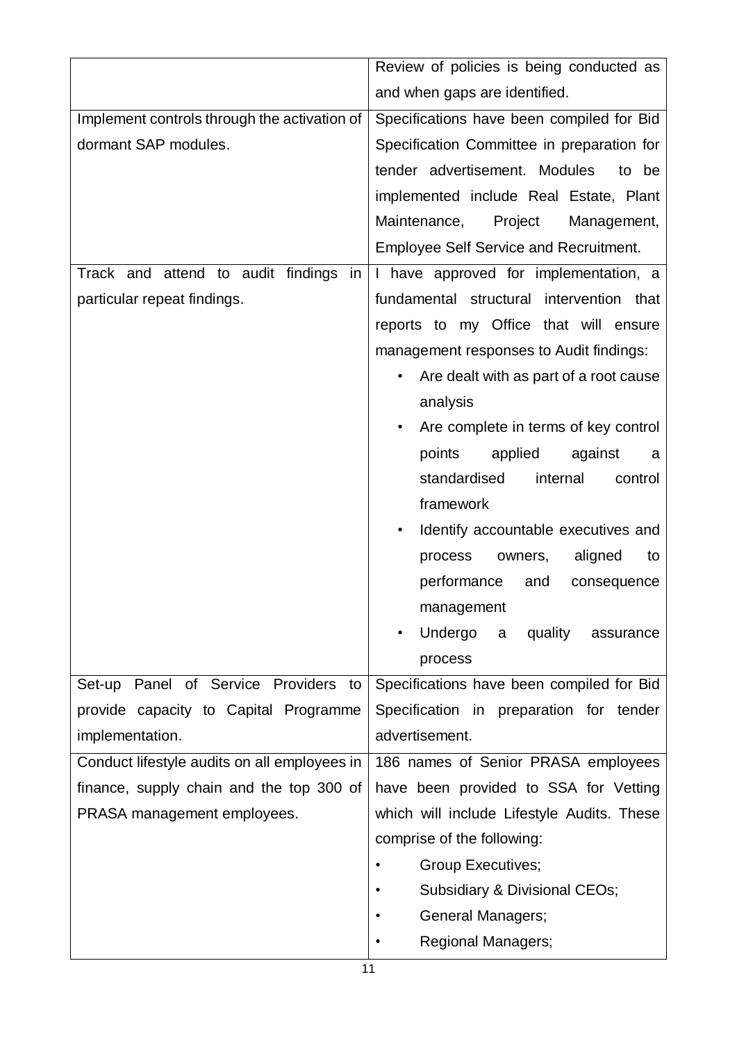| | |
|---|---|
| | Review of policies is being conducted as and when gaps are identified. |
| Implement controls through the activation of dormant SAP modules. | Specifications have been compiled for Bid Specification Committee in preparation for tender advertisement. Modules to be implemented include Real Estate, Plant Maintenance, Project Management, Employee Self Service and Recruitment. |
| Track and attend to audit findings in particular repeat findings. | I have approved for implementation, a fundamental structural intervention that reports to my Office that will ensure management responses to Audit findings:<br>• Are dealt with as part of a root cause analysis<br>• Are complete in terms of key control points applied against a standardised internal control framework<br>• Identify accountable executives and process owners, aligned to performance and consequence management<br>• Undergo a quality assurance process |
| Set-up Panel of Service Providers to provide capacity to Capital Programme implementation. | Specifications have been compiled for Bid Specification in preparation for tender advertisement. |
| Conduct lifestyle audits on all employees in finance, supply chain and the top 300 of PRASA management employees. | 186 names of Senior PRASA employees have been provided to SSA for Vetting which will include Lifestyle Audits. These comprise of the following:<br>• Group Executives;<br>• Subsidiary & Divisional CEOs;<br>• General Managers;<br>• Regional Managers; |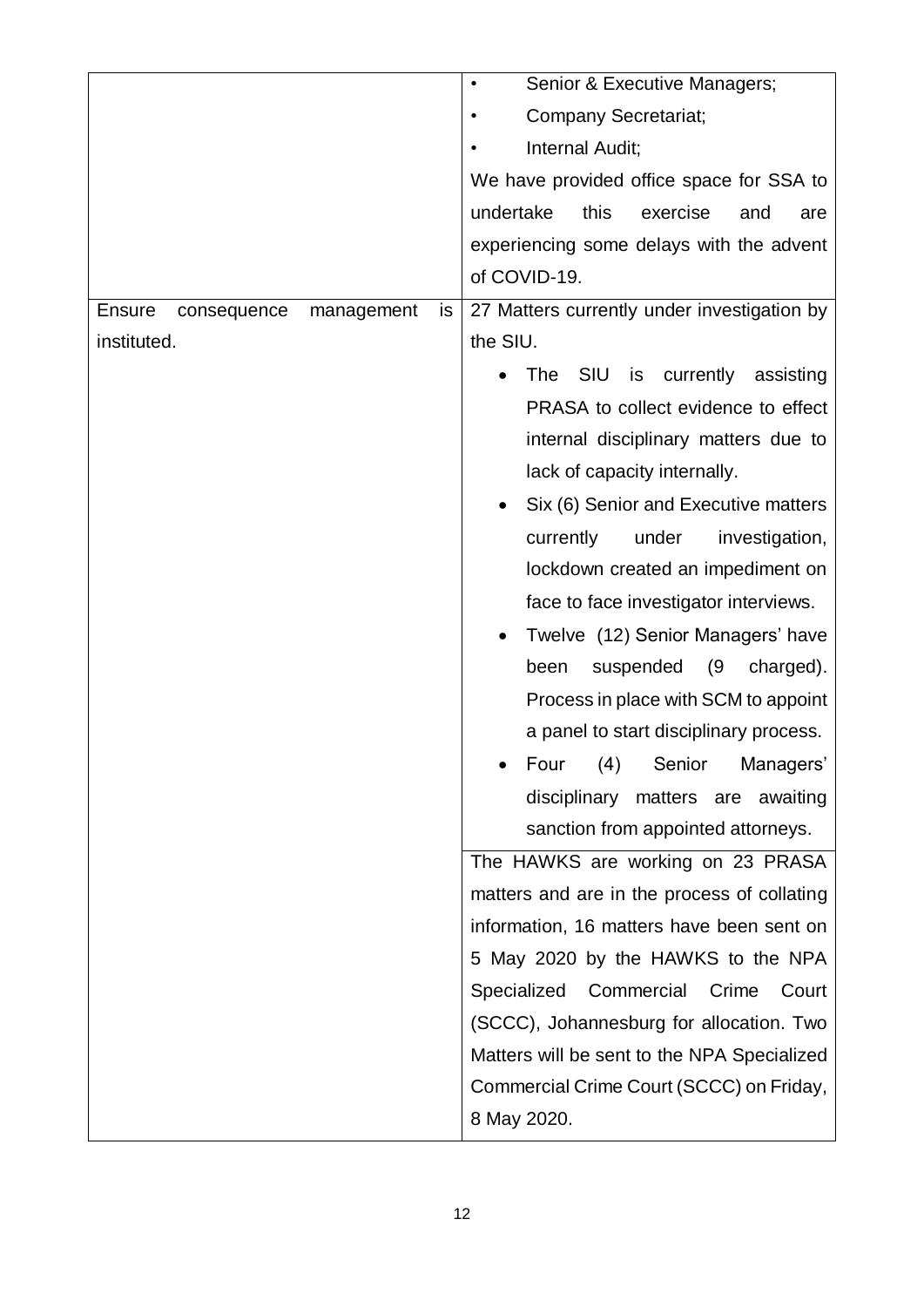| | |
|---|---|
| | • Senior & Executive Managers;<br>• Company Secretariat;<br>• Internal Audit;<br>We have provided office space for SSA to undertake this exercise and are experiencing some delays with the advent of COVID-19. |
| Ensure consequence management is instituted. | 27 Matters currently under investigation by the SIU.<br>• The SIU is currently assisting PRASA to collect evidence to effect internal disciplinary matters due to lack of capacity internally.<br>• Six (6) Senior and Executive matters currently under investigation, lockdown created an impediment on face to face investigator interviews.<br>• Twelve (12) Senior Managers' have been suspended (9 charged). Process in place with SCM to appoint a panel to start disciplinary process.<br>• Four (4) Senior Managers' disciplinary matters are awaiting sanction from appointed attorneys. |
| | The HAWKS are working on 23 PRASA matters and are in the process of collating information, 16 matters have been sent on 5 May 2020 by the HAWKS to the NPA Specialized Commercial Crime Court (SCCC), Johannesburg for allocation. Two Matters will be sent to the NPA Specialized Commercial Crime Court (SCCC) on Friday, 8 May 2020. |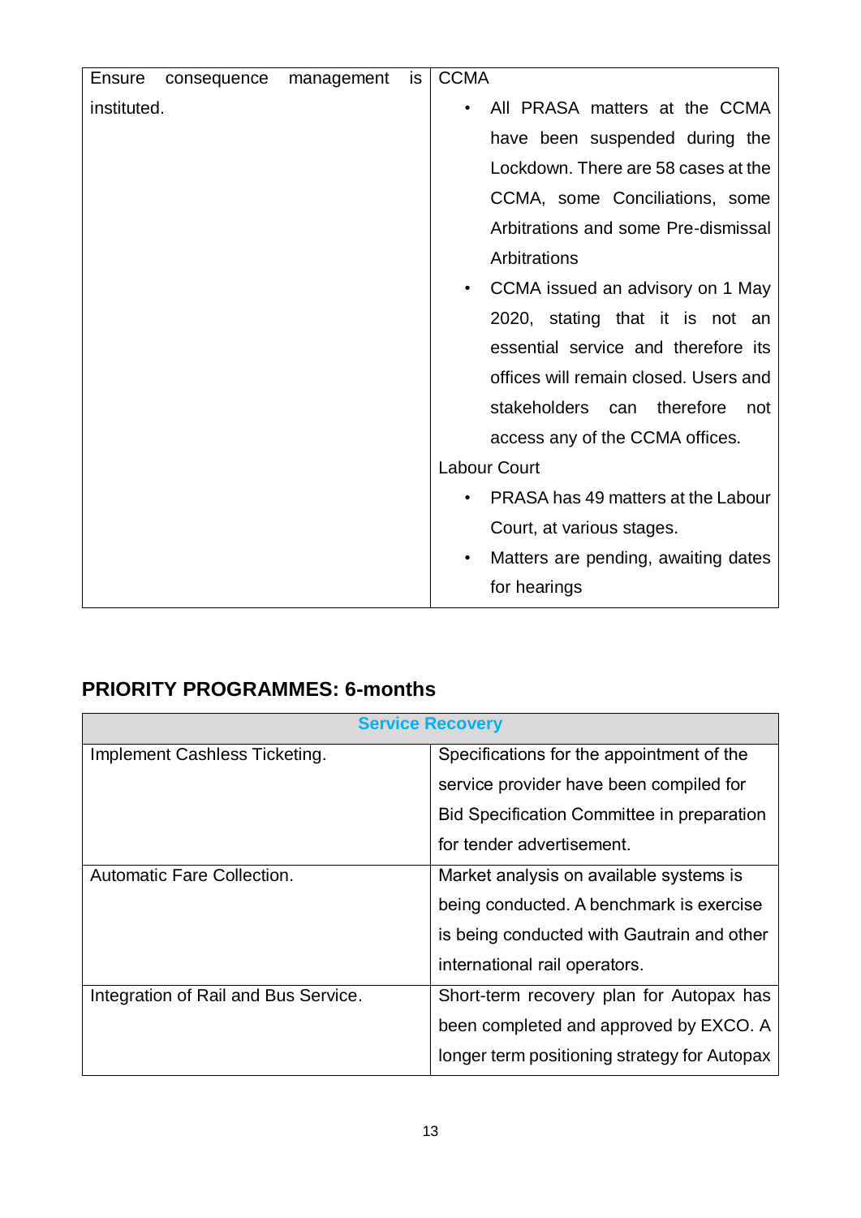| Ensure consequence management is instituted. | CCMA<br>• All PRASA matters at the CCMA have been suspended during the Lockdown. There are 58 cases at the CCMA, some Conciliations, some Arbitrations and some Pre-dismissal Arbitrations<br>• CCMA issued an advisory on 1 May 2020, stating that it is not an essential service and therefore its offices will remain closed. Users and stakeholders can therefore not access any of the CCMA offices.<br>Labour Court<br>• PRASA has 49 matters at the Labour Court, at various stages.<br>• Matters are pending, awaiting dates for hearings |
|---|---|

## PRIORITY PROGRAMMES: 6-months

| Service Recovery | |
|---|---|
| Implement Cashless Ticketing. | Specifications for the appointment of the service provider have been compiled for Bid Specification Committee in preparation for tender advertisement. |
| Automatic Fare Collection. | Market analysis on available systems is being conducted. A benchmark is exercise is being conducted with Gautrain and other international rail operators. |
| Integration of Rail and Bus Service. | Short-term recovery plan for Autopax has been completed and approved by EXCO. A longer term positioning strategy for Autopax |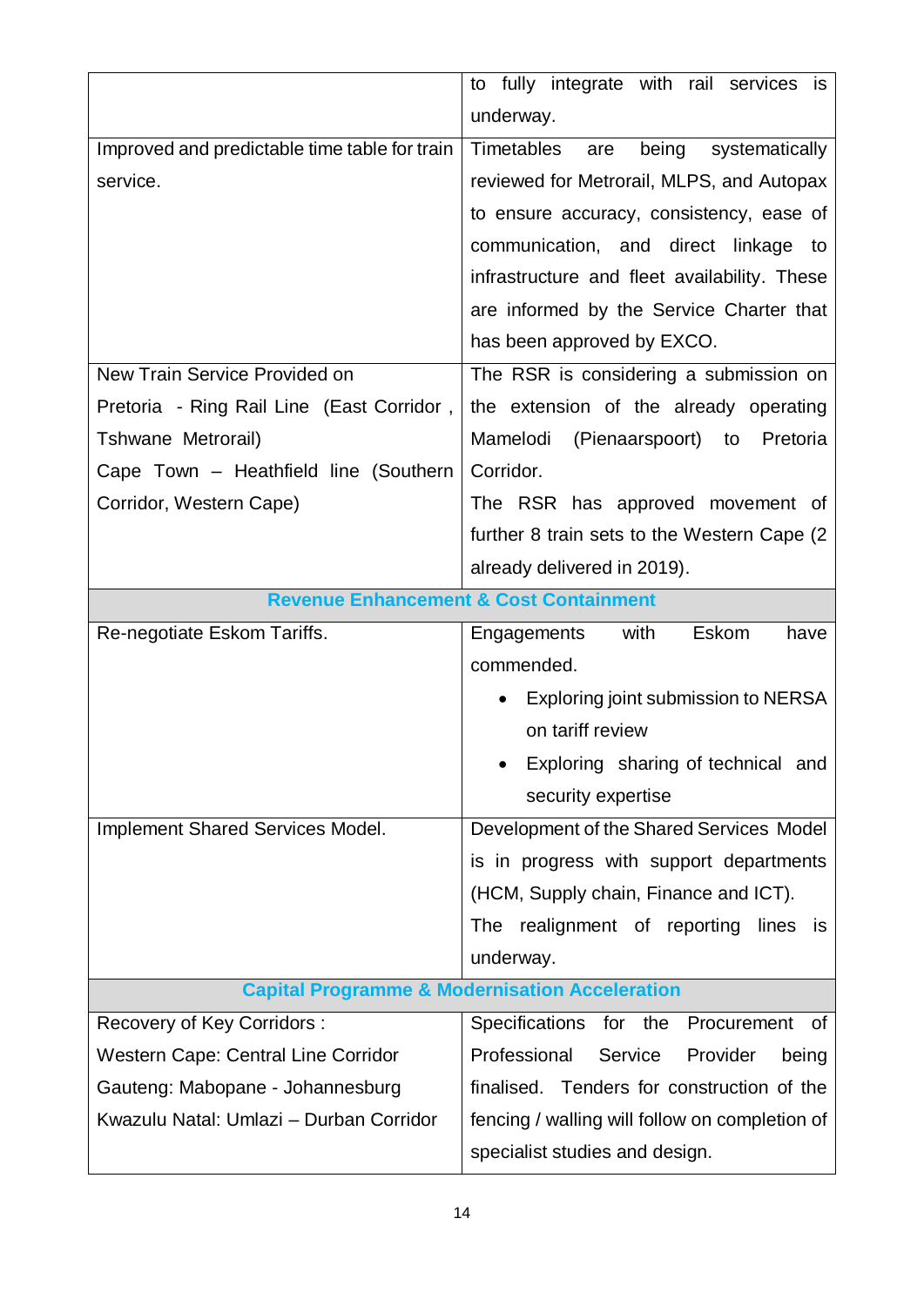| | |
|---|---|
| | to fully integrate with rail services is underway. |
| Improved and predictable time table for train service. | Timetables are being systematically reviewed for Metrorail, MLPS, and Autopax to ensure accuracy, consistency, ease of communication, and direct linkage to infrastructure and fleet availability. These are informed by the Service Charter that has been approved by EXCO. |
| New Train Service Provided on<br>Pretoria - Ring Rail Line (East Corridor , Tshwane Metrorail)<br>Cape Town – Heathfield line (Southern Corridor, Western Cape) | The RSR is considering a submission on the extension of the already operating Mamelodi (Pienaarspoort) to Pretoria Corridor.<br>The RSR has approved movement of further 8 train sets to the Western Cape (2 already delivered in 2019). |
| **Revenue Enhancement & Cost Containment** | |
| Re-negotiate Eskom Tariffs. | Engagements with Eskom have commended.<br>• Exploring joint submission to NERSA on tariff review<br>• Exploring sharing of technical and security expertise |
| Implement Shared Services Model. | Development of the Shared Services Model is in progress with support departments (HCM, Supply chain, Finance and ICT).<br>The realignment of reporting lines is underway. |
| **Capital Programme & Modernisation Acceleration** | |
| Recovery of Key Corridors :<br>Western Cape: Central Line Corridor<br>Gauteng: Mabopane - Johannesburg<br>Kwazulu Natal: Umlazi – Durban Corridor | Specifications for the Procurement of Professional Service Provider being finalised. Tenders for construction of the fencing / walling will follow on completion of specialist studies and design. |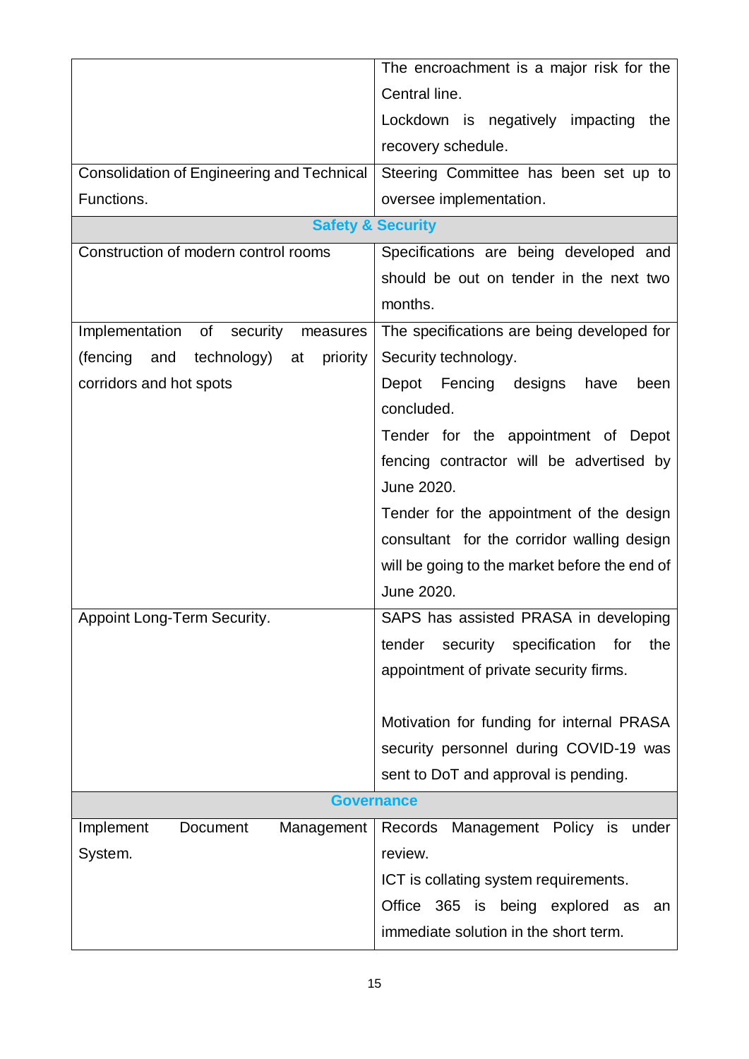| | |
|---|---|
| | The encroachment is a major risk for the Central line.<br>Lockdown is negatively impacting the recovery schedule. |
| Consolidation of Engineering and Technical Functions. | Steering Committee has been set up to oversee implementation. |
| **Safety & Security** | |
| Construction of modern control rooms | Specifications are being developed and should be out on tender in the next two months. |
| Implementation of security measures (fencing and technology) at priority corridors and hot spots | The specifications are being developed for Security technology.<br>Depot Fencing designs have been concluded.<br>Tender for the appointment of Depot fencing contractor will be advertised by June 2020.<br>Tender for the appointment of the design consultant for the corridor walling design will be going to the market before the end of June 2020. |
| Appoint Long-Term Security. | SAPS has assisted PRASA in developing tender security specification for the appointment of private security firms.<br><br>Motivation for funding for internal PRASA security personnel during COVID-19 was sent to DoT and approval is pending. |
| **Governance** | |
| Implement Document Management System. | Records Management Policy is under review.<br>ICT is collating system requirements.<br>Office 365 is being explored as an immediate solution in the short term. |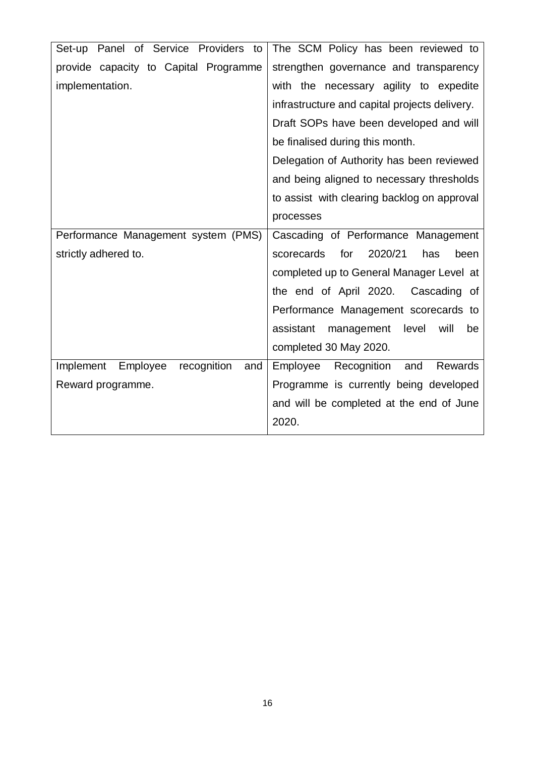| | |
|---|---|
| Set-up Panel of Service Providers to provide capacity to Capital Programme implementation. | The SCM Policy has been reviewed to strengthen governance and transparency with the necessary agility to expedite infrastructure and capital projects delivery. Draft SOPs have been developed and will be finalised during this month. Delegation of Authority has been reviewed and being aligned to necessary thresholds to assist with clearing backlog on approval processes |
| Performance Management system (PMS) strictly adhered to. | Cascading of Performance Management scorecards for 2020/21 has been completed up to General Manager Level at the end of April 2020. Cascading of Performance Management scorecards to assistant management level will be completed 30 May 2020. |
| Implement Employee recognition and Reward programme. | Employee Recognition and Rewards Programme is currently being developed and will be completed at the end of June 2020. |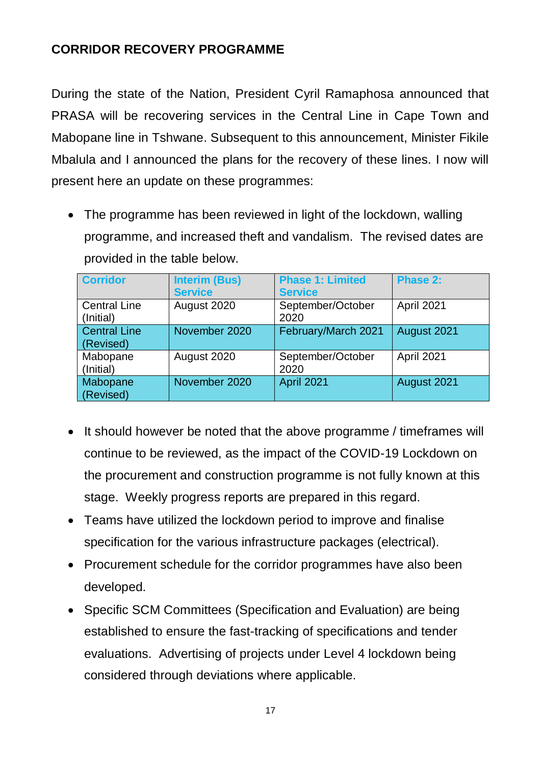**CORRIDOR RECOVERY PROGRAMME**

During the state of the Nation, President Cyril Ramaphosa announced that PRASA will be recovering services in the Central Line in Cape Town and Mabopane line in Tshwane. Subsequent to this announcement, Minister Fikile Mbalula and I announced the plans for the recovery of these lines. I now will present here an update on these programmes:

- The programme has been reviewed in light of the lockdown, walling programme, and increased theft and vandalism. The revised dates are provided in the table below.

| Corridor | Interim (Bus) Service | Phase 1: Limited Service | Phase 2: |
|---|---|---|---|
| Central Line (Initial) | August 2020 | September/October 2020 | April 2021 |
| Central Line (Revised) | November 2020 | February/March 2021 | August 2021 |
| Mabopane (Initial) | August 2020 | September/October 2020 | April 2021 |
| Mabopane (Revised) | November 2020 | April 2021 | August 2021 |

- It should however be noted that the above programme / timeframes will continue to be reviewed, as the impact of the COVID-19 Lockdown on the procurement and construction programme is not fully known at this stage. Weekly progress reports are prepared in this regard.
- Teams have utilized the lockdown period to improve and finalise specification for the various infrastructure packages (electrical).
- Procurement schedule for the corridor programmes have also been developed.
- Specific SCM Committees (Specification and Evaluation) are being established to ensure the fast-tracking of specifications and tender evaluations. Advertising of projects under Level 4 lockdown being considered through deviations where applicable.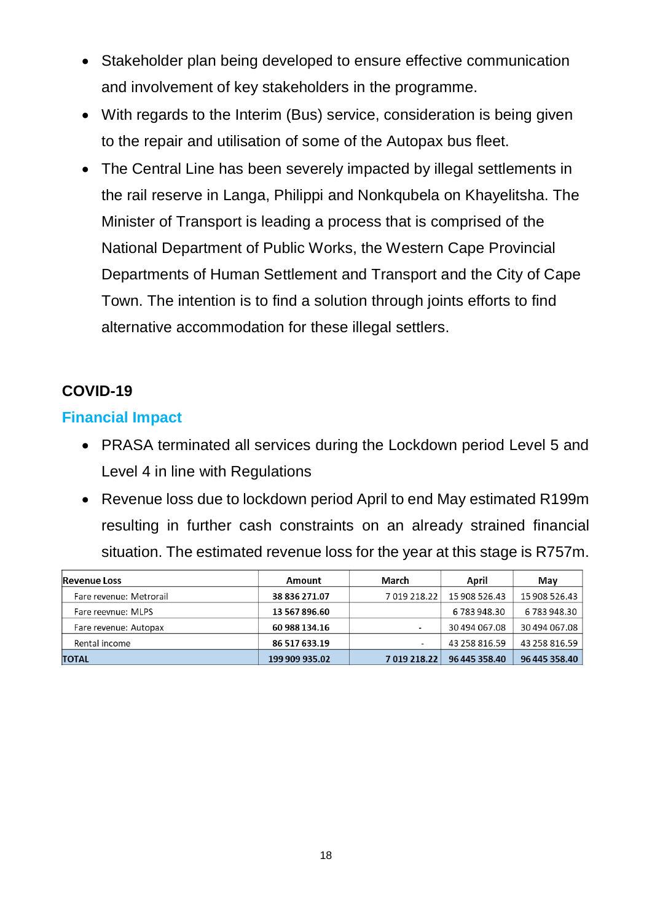- Stakeholder plan being developed to ensure effective communication and involvement of key stakeholders in the programme.
- With regards to the Interim (Bus) service, consideration is being given to the repair and utilisation of some of the Autopax bus fleet.
- The Central Line has been severely impacted by illegal settlements in the rail reserve in Langa, Philippi and Nonkqubela on Khayelitsha. The Minister of Transport is leading a process that is comprised of the National Department of Public Works, the Western Cape Provincial Departments of Human Settlement and Transport and the City of Cape Town. The intention is to find a solution through joints efforts to find alternative accommodation for these illegal settlers.

## COVID-19

### Financial Impact

- PRASA terminated all services during the Lockdown period Level 5 and Level 4 in line with Regulations
- Revenue loss due to lockdown period April to end May estimated R199m resulting in further cash constraints on an already strained financial situation. The estimated revenue loss for the year at this stage is R757m.

| Revenue Loss | Amount | March | April | May |
|---|---|---|---|---|
| Fare revenue: Metrorail | **38 836 271.07** | 7 019 218.22 | 15 908 526.43 | 15 908 526.43 |
| Fare reevnue: MLPS | **13 567 896.60** | | 6 783 948.30 | 6 783 948.30 |
| Fare revenue: Autopax | **60 988 134.16** | - | 30 494 067.08 | 30 494 067.08 |
| Rental income | **86 517 633.19** | - | 43 258 816.59 | 43 258 816.59 |
| **TOTAL** | **199 909 935.02** | **7 019 218.22** | **96 445 358.40** | **96 445 358.40** |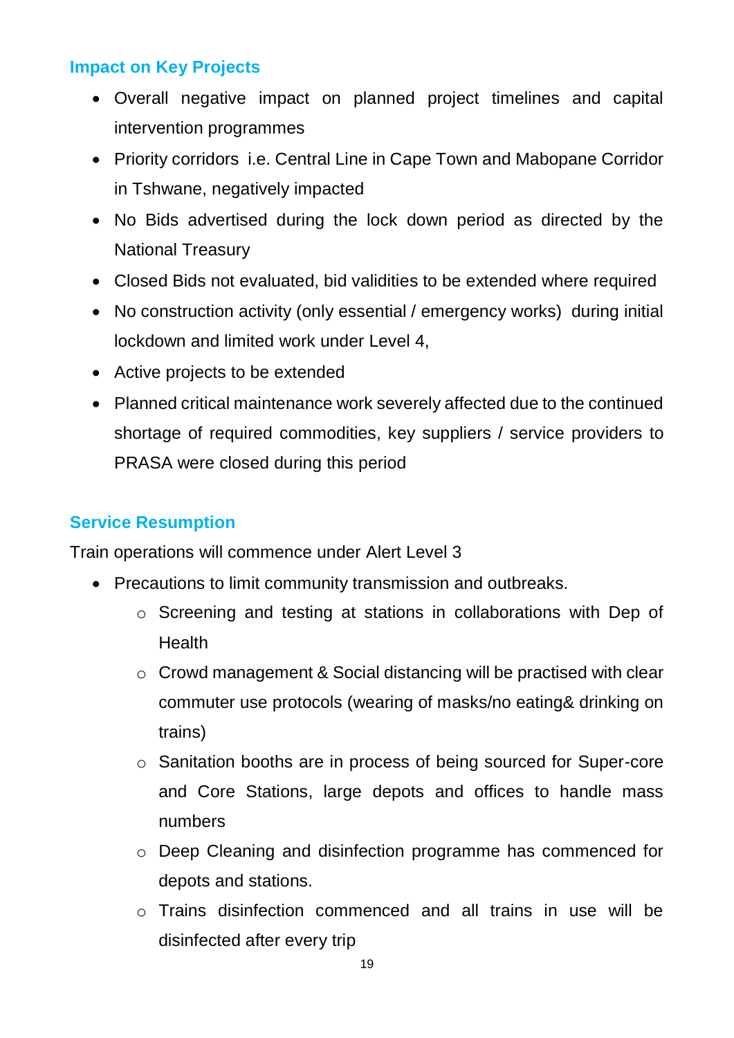### Impact on Key Projects

- Overall negative impact on planned project timelines and capital intervention programmes
- Priority corridors i.e. Central Line in Cape Town and Mabopane Corridor in Tshwane, negatively impacted
- No Bids advertised during the lock down period as directed by the National Treasury
- Closed Bids not evaluated, bid validities to be extended where required
- No construction activity (only essential / emergency works) during initial lockdown and limited work under Level 4,
- Active projects to be extended
- Planned critical maintenance work severely affected due to the continued shortage of required commodities, key suppliers / service providers to PRASA were closed during this period

### Service Resumption

Train operations will commence under Alert Level 3

- Precautions to limit community transmission and outbreaks.
  - Screening and testing at stations in collaborations with Dep of Health
  - Crowd management & Social distancing will be practised with clear commuter use protocols (wearing of masks/no eating& drinking on trains)
  - Sanitation booths are in process of being sourced for Super-core and Core Stations, large depots and offices to handle mass numbers
  - Deep Cleaning and disinfection programme has commenced for depots and stations.
  - Trains disinfection commenced and all trains in use will be disinfected after every trip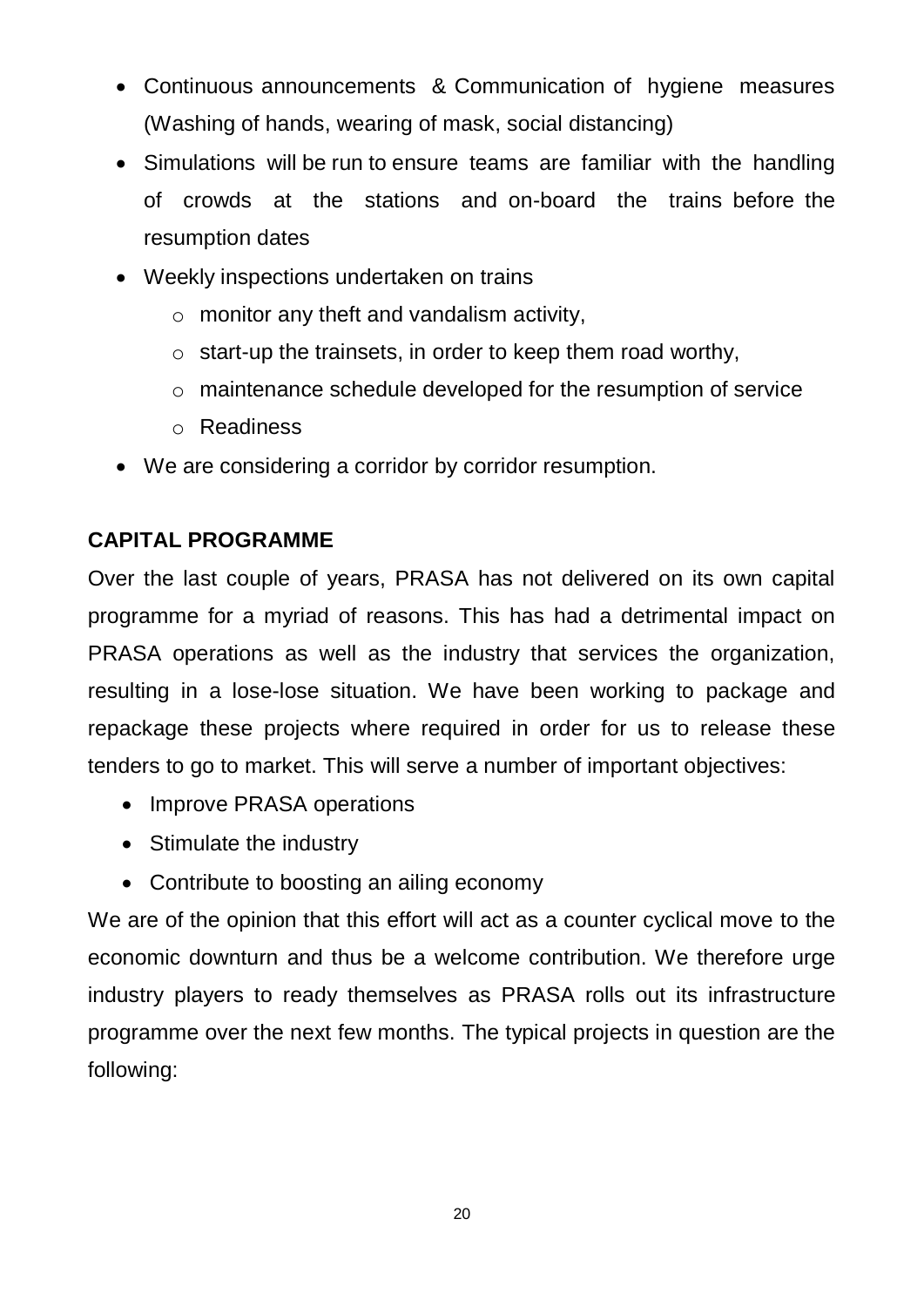- Continuous announcements & Communication of hygiene measures (Washing of hands, wearing of mask, social distancing)
- Simulations will be run to ensure teams are familiar with the handling of crowds at the stations and on-board the trains before the resumption dates
- Weekly inspections undertaken on trains
  - monitor any theft and vandalism activity,
  - start-up the trainsets, in order to keep them road worthy,
  - maintenance schedule developed for the resumption of service
  - Readiness
- We are considering a corridor by corridor resumption.

**CAPITAL PROGRAMME**

Over the last couple of years, PRASA has not delivered on its own capital programme for a myriad of reasons. This has had a detrimental impact on PRASA operations as well as the industry that services the organization, resulting in a lose-lose situation. We have been working to package and repackage these projects where required in order for us to release these tenders to go to market. This will serve a number of important objectives:

- Improve PRASA operations
- Stimulate the industry
- Contribute to boosting an ailing economy

We are of the opinion that this effort will act as a counter cyclical move to the economic downturn and thus be a welcome contribution. We therefore urge industry players to ready themselves as PRASA rolls out its infrastructure programme over the next few months. The typical projects in question are the following: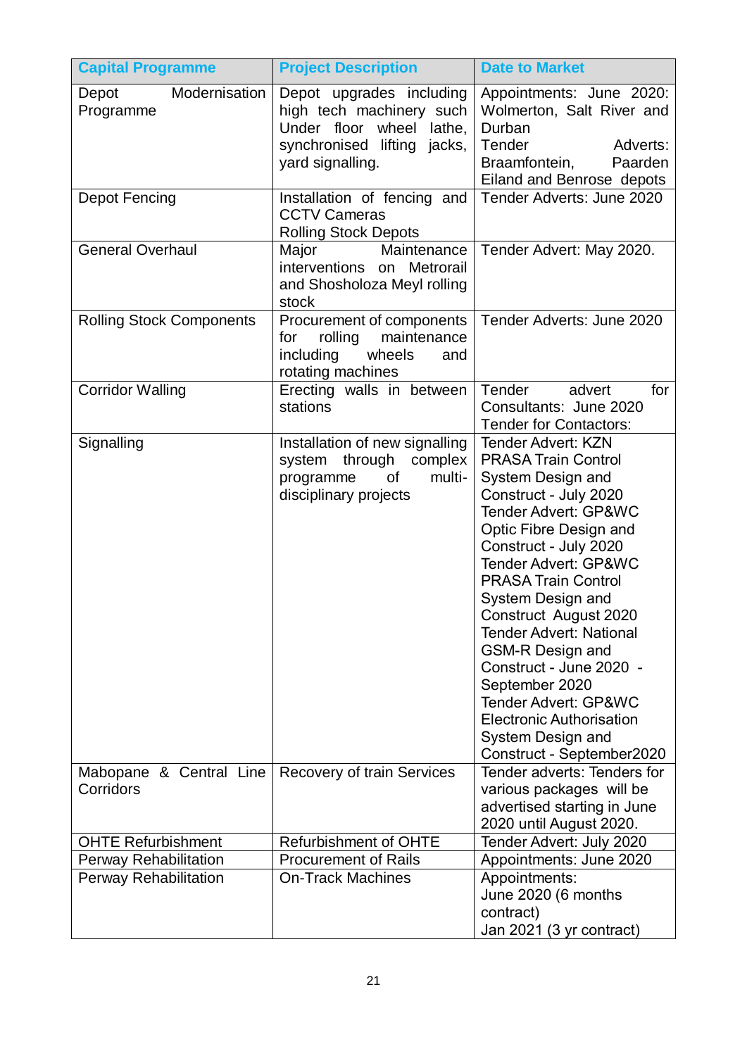| Capital Programme | Project Description | Date to Market |
|---|---|---|
| Depot Modernisation Programme | Depot upgrades including high tech machinery such Under floor wheel lathe, synchronised lifting jacks, yard signalling. | Appointments: June 2020: Wolmerton, Salt River and Durban<br>Tender Adverts: Braamfontein, Paarden Eiland and Benrose depots |
| Depot Fencing | Installation of fencing and CCTV Cameras<br>Rolling Stock Depots | Tender Adverts: June 2020 |
| General Overhaul | Major Maintenance interventions on Metrorail and Shosholoza Meyl rolling stock | Tender Advert: May 2020. |
| Rolling Stock Components | Procurement of components for rolling maintenance including wheels and rotating machines | Tender Adverts: June 2020 |
| Corridor Walling | Erecting walls in between stations | Tender advert for Consultants: June 2020<br>Tender for Contactors: |
| Signalling | Installation of new signalling system through complex programme of multi-disciplinary projects | Tender Advert: KZN PRASA Train Control System Design and Construct - July 2020<br>Tender Advert: GP&WC Optic Fibre Design and Construct - July 2020<br>Tender Advert: GP&WC PRASA Train Control System Design and Construct August 2020<br>Tender Advert: National GSM-R Design and Construct - June 2020 - September 2020<br>Tender Advert: GP&WC Electronic Authorisation System Design and Construct - September2020 |
| Mabopane & Central Line Corridors | Recovery of train Services | Tender adverts: Tenders for various packages will be advertised starting in June 2020 until August 2020. |
| OHTE Refurbishment | Refurbishment of OHTE | Tender Advert: July 2020 |
| Perway Rehabilitation | Procurement of Rails | Appointments: June 2020 |
| Perway Rehabilitation | On-Track Machines | Appointments:<br>June 2020 (6 months contract)<br>Jan 2021 (3 yr contract) |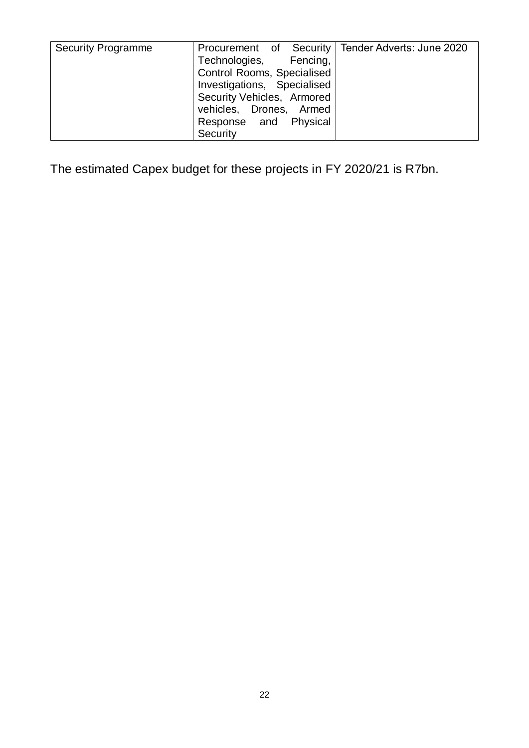| Security Programme | Procurement of Security Technologies, Fencing, Control Rooms, Specialised Investigations, Specialised Security Vehicles, Armored vehicles, Drones, Armed Response and Physical Security | Tender Adverts: June 2020 |
|---|---|---|

The estimated Capex budget for these projects in FY 2020/21 is R7bn.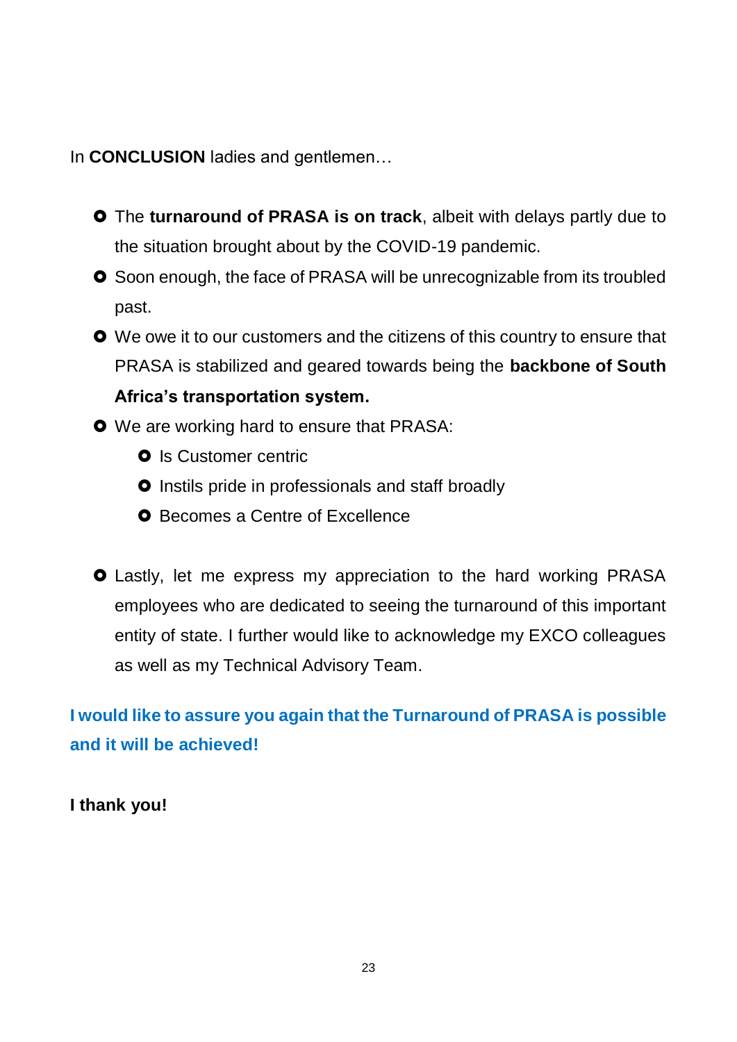In **CONCLUSION** ladies and gentlemen…

- The **turnaround of PRASA is on track**, albeit with delays partly due to the situation brought about by the COVID-19 pandemic.
- Soon enough, the face of PRASA will be unrecognizable from its troubled past.
- We owe it to our customers and the citizens of this country to ensure that PRASA is stabilized and geared towards being the **backbone of South Africa's transportation system.**
- We are working hard to ensure that PRASA:
  - Is Customer centric
  - Instils pride in professionals and staff broadly
  - Becomes a Centre of Excellence

- Lastly, let me express my appreciation to the hard working PRASA employees who are dedicated to seeing the turnaround of this important entity of state. I further would like to acknowledge my EXCO colleagues as well as my Technical Advisory Team.

**I would like to assure you again that the Turnaround of PRASA is possible and it will be achieved!**

**I thank you!**